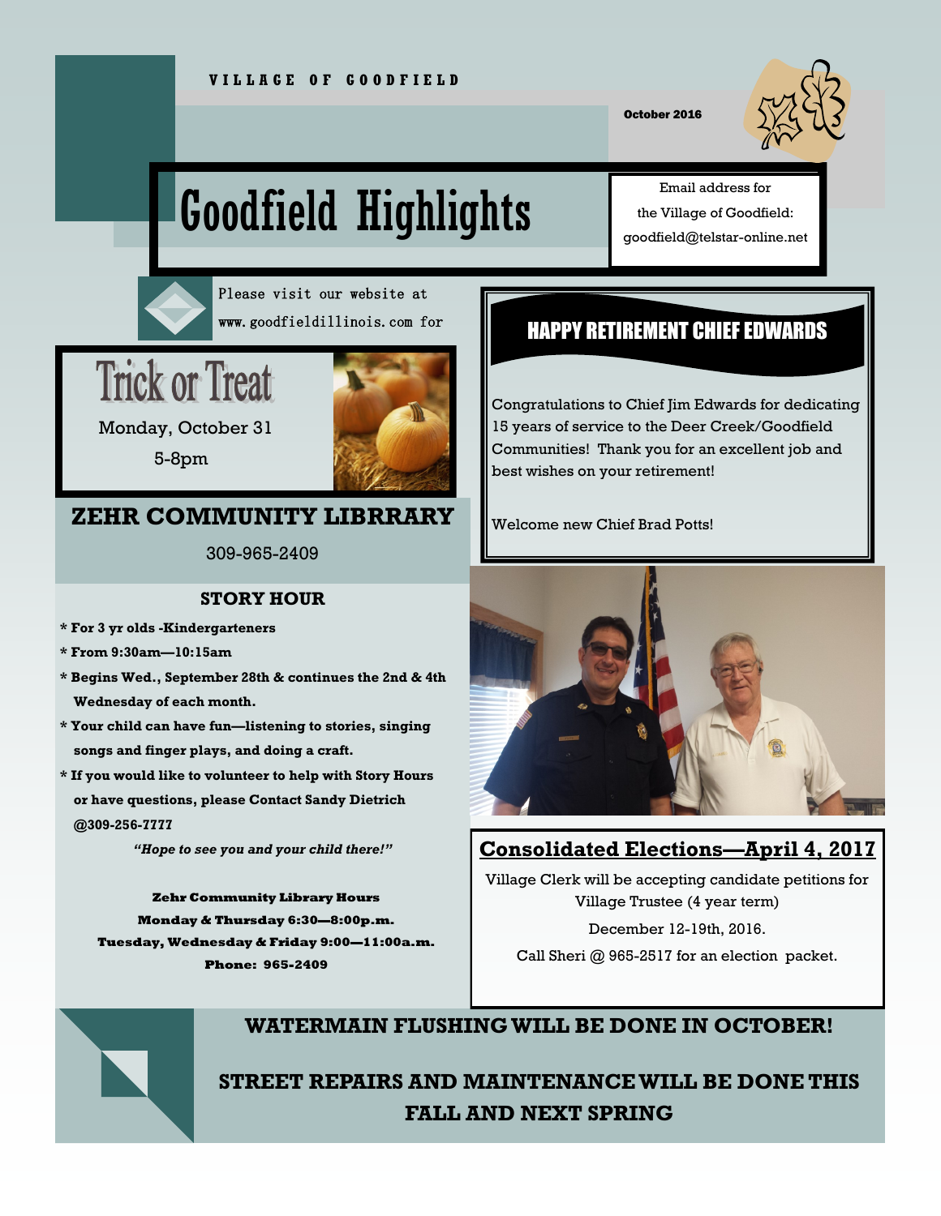VILLAGE OF GOODFIELD

October 2016

# Goodfield Highlights

Email address for the Village of Goodfield: goodfield@telstar-online.net

Please visit our website at www.goodfieldillinois.com for

## Trick or Treat

Monday, October 31

5-8pm

## HAPPY RETIREMENT CHIEF EDWARDS

Congratulations to Chief Jim Edwards for dedicating 15 years of service to the Deer Creek/Goodfield Communities! Thank you for an excellent job and best wishes on your retirement!

Welcome new Chief Brad Potts!

## ZEHR COMMUNITY LIBRRARY

309-965-2409

### STORY HOUR

- **For 3 yr olds -Kindergarteners**
- **From 9:30am—10:15am**
- **Begins Wed., September 28th & continues the 2nd & 4th Wednesday of each month.**
- **Your child can have fun—listening to stories, singing songs and finger plays, and doing a craft.**
- **If you would like to volunteer to help with Story Hours or have questions, please Contact Sandy Dietrich @309-256-7777**

***"Hope to see you and your child there!"***

**Zehr Community Library Hours**

**Monday & Thursday 6:30—8:00p.m.**

**Tuesday, Wednesday & Friday 9:00—11:00a.m.**

**Phone: 965-2409**

## Consolidated Elections—April 4, 2017

Village Clerk will be accepting candidate petitions for Village Trustee (4 year term)

December 12-19th, 2016.

Call Sheri @ 965-2517 for an election packet.

**WATERMAIN FLUSHING WILL BE DONE IN OCTOBER!**

**STREET REPAIRS AND MAINTENANCE WILL BE DONE THIS FALL AND NEXT SPRING**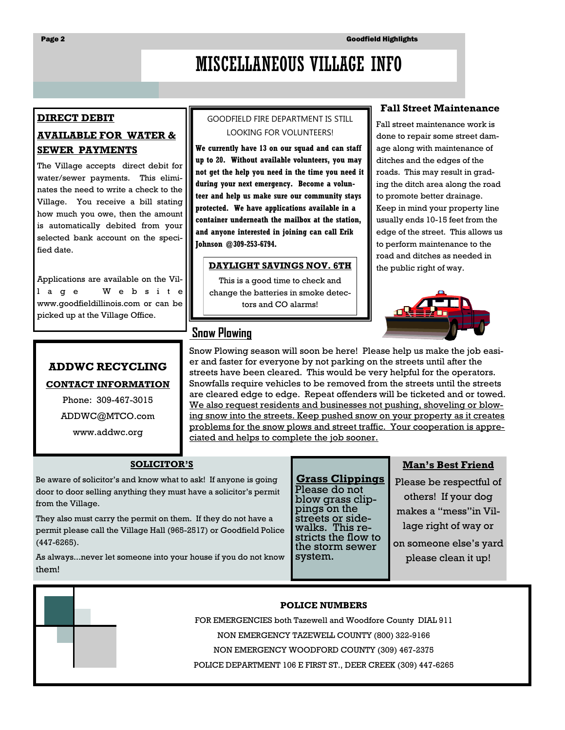# MISCELLANEOUS VILLAGE INFO

## DIRECT DEBIT AVAILABLE FOR WATER & SEWER PAYMENTS

The Village accepts direct debit for water/sewer payments. This eliminates the need to write a check to the Village. You receive a bill stating how much you owe, then the amount is automatically debited from your selected bank account on the specified date.

Applications are available on the Village Website www.goodfieldillinois.com or can be picked up at the Village Office.

## GOODFIELD FIRE DEPARTMENT IS STILL LOOKING FOR VOLUNTEERS!

**We currently have 13 on our squad and can staff up to 20. Without available volunteers, you may not get the help you need in the time you need it during your next emergency. Become a volunteer and help us make sure our community stays protected. We have applications available in a container underneath the mailbox at the station, and anyone interested in joining can call Erik Johnson @309-253-6794.**

## DAYLIGHT SAVINGS NOV. 6TH

This is a good time to check and change the batteries in smoke detectors and CO alarms!

## Fall Street Maintenance

Fall street maintenance work is done to repair some street damage along with maintenance of ditches and the edges of the roads. This may result in grading the ditch area along the road to promote better drainage. Keep in mind your property line usually ends 10-15 feet from the edge of the street. This allows us to perform maintenance to the road and ditches as needed in the public right of way.

## ADDWC RECYCLING

**CONTACT INFORMATION**

Phone: 309-467-3015

ADDWC@MTCO.com

www.addwc.org

## Snow Plowing

Snow Plowing season will soon be here! Please help us make the job easier and faster for everyone by not parking on the streets until after the streets have been cleared. This would be very helpful for the operators. Snowfalls require vehicles to be removed from the streets until the streets are cleared edge to edge. Repeat offenders will be ticketed and or towed. We also request residents and businesses not pushing, shoveling or blowing snow into the streets. Keep pushed snow on your property as it creates problems for the snow plows and street traffic. Your cooperation is appreciated and helps to complete the job sooner.

## SOLICITOR'S

Be aware of solicitor's and know what to ask! If anyone is going door to door selling anything they must have a solicitor's permit from the Village.

They also must carry the permit on them. If they do not have a permit please call the Village Hall (965-2517) or Goodfield Police (447-6265).

As always...never let someone into your house if you do not know them!

## Grass Clippings

Please do not blow grass clippings on the streets or sidewalks. This restricts the flow to the storm sewer system.

## Man's Best Friend

Please be respectful of others! If your dog makes a "mess" in Village right of way or on someone else's yard please clean it up!

## POLICE NUMBERS

FOR EMERGENCIES both Tazewell and Woodfore County DIAL 911

NON EMERGENCY TAZEWELL COUNTY (800) 322-9166

NON EMERGENCY WOODFORD COUNTY (309) 467-2375

POLICE DEPARTMENT 106 E FIRST ST., DEER CREEK (309) 447-6265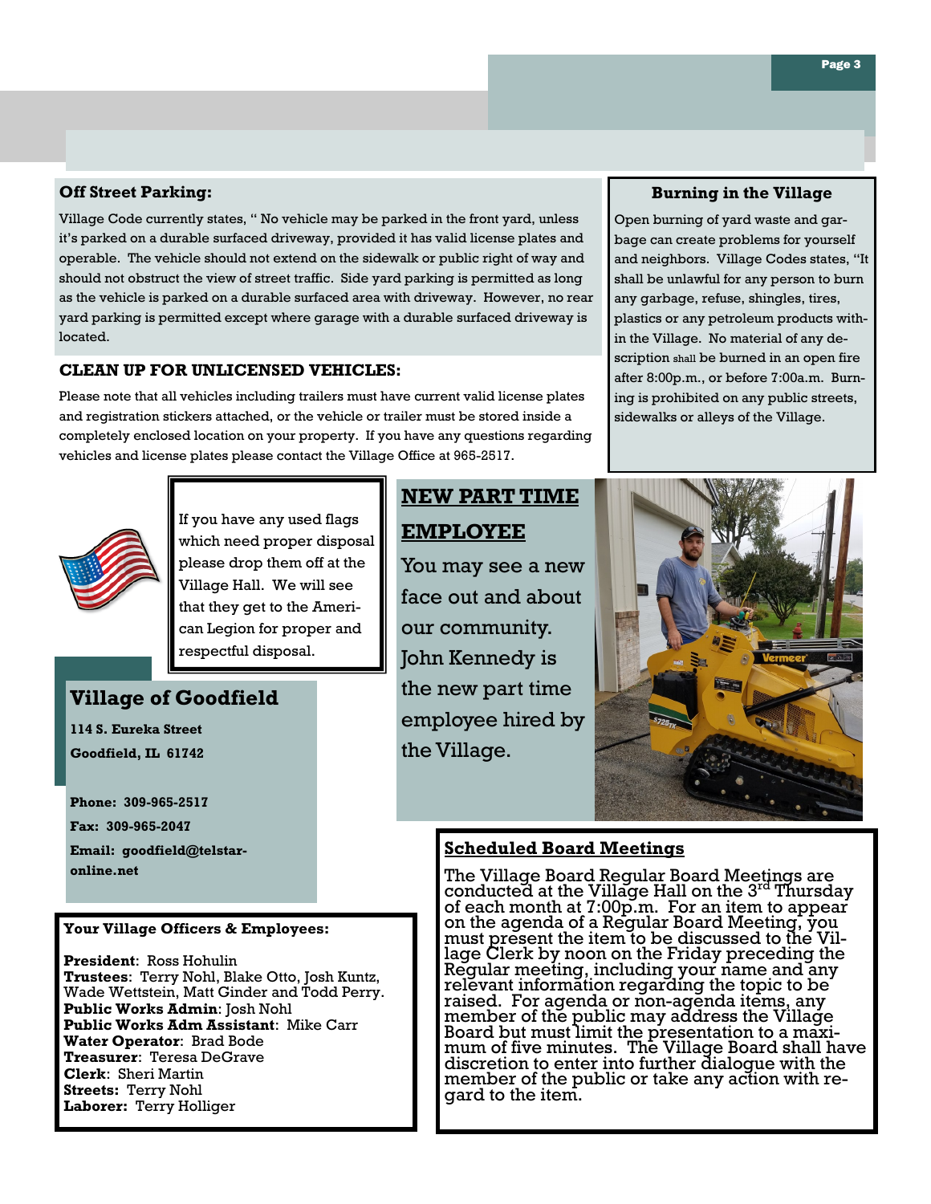## Off Street Parking:

Village Code currently states, " No vehicle may be parked in the front yard, unless it's parked on a durable surfaced driveway, provided it has valid license plates and operable. The vehicle should not extend on the sidewalk or public right of way and should not obstruct the view of street traffic. Side yard parking is permitted as long as the vehicle is parked on a durable surfaced area with driveway. However, no rear yard parking is permitted except where garage with a durable surfaced driveway is located.

## CLEAN UP FOR UNLICENSED VEHICLES:

Please note that all vehicles including trailers must have current valid license plates and registration stickers attached, or the vehicle or trailer must be stored inside a completely enclosed location on your property. If you have any questions regarding vehicles and license plates please contact the Village Office at 965-2517.

## Burning in the Village

Open burning of yard waste and garbage can create problems for yourself and neighbors. Village Codes states, "It shall be unlawful for any person to burn any garbage, refuse, shingles, tires, plastics or any petroleum products within the Village. No material of any description shall be burned in an open fire after 8:00p.m., or before 7:00a.m. Burning is prohibited on any public streets, sidewalks or alleys of the Village.

If you have any used flags which need proper disposal please drop them off at the Village Hall. We will see that they get to the American Legion for proper and respectful disposal.

## NEW PART TIME EMPLOYEE

You may see a new face out and about our community. John Kennedy is the new part time employee hired by the Village.

## Village of Goodfield

**114 S. Eureka Street**
**Goodfield, IL 61742**

**Phone: 309-965-2517**
**Fax: 309-965-2047**
**Email: goodfield@telstar-online.net**

## Your Village Officers & Employees:

**President**: Ross Hohulin
**Trustees**: Terry Nohl, Blake Otto, Josh Kuntz, Wade Wettstein, Matt Ginder and Todd Perry.
**Public Works Admin**: Josh Nohl
**Public Works Adm Assistant**: Mike Carr
**Water Operator**: Brad Bode
**Treasurer**: Teresa DeGrave
**Clerk**: Sheri Martin
**Streets:** Terry Nohl
**Laborer:** Terry Holliger

## Scheduled Board Meetings

The Village Board Regular Board Meetings are conducted at the Village Hall on the 3rd Thursday of each month at 7:00p.m. For an item to appear on the agenda of a Regular Board Meeting, you must present the item to be discussed to the Village Clerk by noon on the Friday preceding the Regular meeting, including your name and any relevant information regarding the topic to be raised. For agenda or non-agenda items, any member of the public may address the Village Board but must limit the presentation to a maximum of five minutes. The Village Board shall have discretion to enter into further dialogue with the member of the public or take any action with regard to the item.